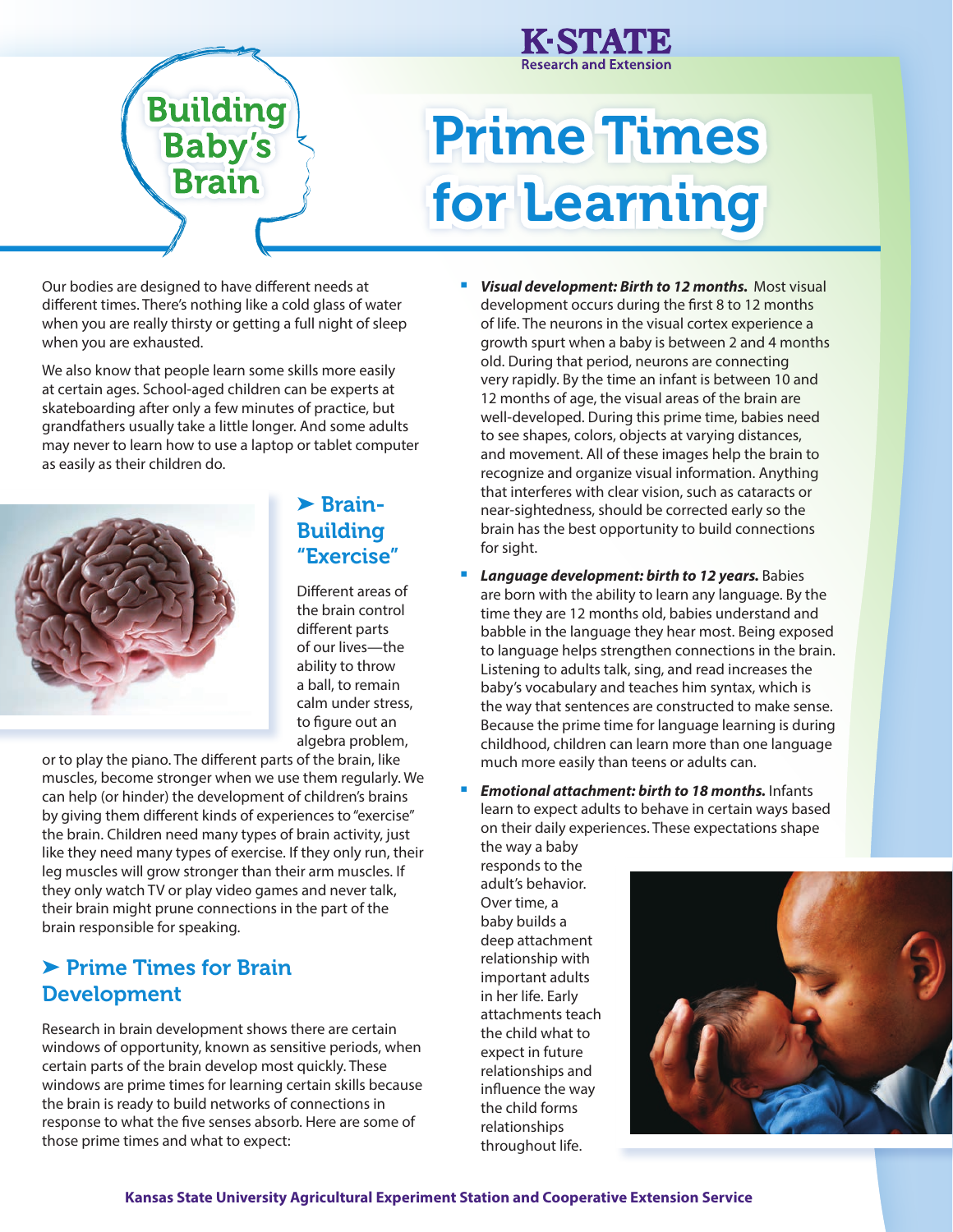K-STATE Research and Extension

Building Baby's Brain

# Prime Times for Learning

Our bodies are designed to have different needs at different times. There's nothing like a cold glass of water when you are really thirsty or getting a full night of sleep when you are exhausted.

We also know that people learn some skills more easily at certain ages. School-aged children can be experts at skateboarding after only a few minutes of practice, but grandfathers usually take a little longer. And some adults may never to learn how to use a laptop or tablet computer as easily as their children do.

## ➤ Brain-Building "Exercise"

Different areas of the brain control different parts of our lives—the ability to throw a ball, to remain calm under stress, to figure out an algebra problem, or to play the piano. The different parts of the brain, like muscles, become stronger when we use them regularly. We can help (or hinder) the development of children's brains by giving them different kinds of experiences to "exercise" the brain. Children need many types of brain activity, just like they need many types of exercise. If they only run, their leg muscles will grow stronger than their arm muscles. If they only watch TV or play video games and never talk, their brain might prune connections in the part of the brain responsible for speaking.

## ➤ Prime Times for Brain Development

Research in brain development shows there are certain windows of opportunity, known as sensitive periods, when certain parts of the brain develop most quickly. These windows are prime times for learning certain skills because the brain is ready to build networks of connections in response to what the five senses absorb. Here are some of those prime times and what to expect:

- ***Visual development: Birth to 12 months.*** Most visual development occurs during the first 8 to 12 months of life. The neurons in the visual cortex experience a growth spurt when a baby is between 2 and 4 months old. During that period, neurons are connecting very rapidly. By the time an infant is between 10 and 12 months of age, the visual areas of the brain are well-developed. During this prime time, babies need to see shapes, colors, objects at varying distances, and movement. All of these images help the brain to recognize and organize visual information. Anything that interferes with clear vision, such as cataracts or near-sightedness, should be corrected early so the brain has the best opportunity to build connections for sight.
- ***Language development: birth to 12 years.*** Babies are born with the ability to learn any language. By the time they are 12 months old, babies understand and babble in the language they hear most. Being exposed to language helps strengthen connections in the brain. Listening to adults talk, sing, and read increases the baby's vocabulary and teaches him syntax, which is the way that sentences are constructed to make sense. Because the prime time for language learning is during childhood, children can learn more than one language much more easily than teens or adults can.
- ***Emotional attachment: birth to 18 months.*** Infants learn to expect adults to behave in certain ways based on their daily experiences. These expectations shape the way a baby responds to the adult's behavior. Over time, a baby builds a deep attachment relationship with important adults in her life. Early attachments teach the child what to expect in future relationships and influence the way the child forms relationships throughout life.

Kansas State University Agricultural Experiment Station and Cooperative Extension Service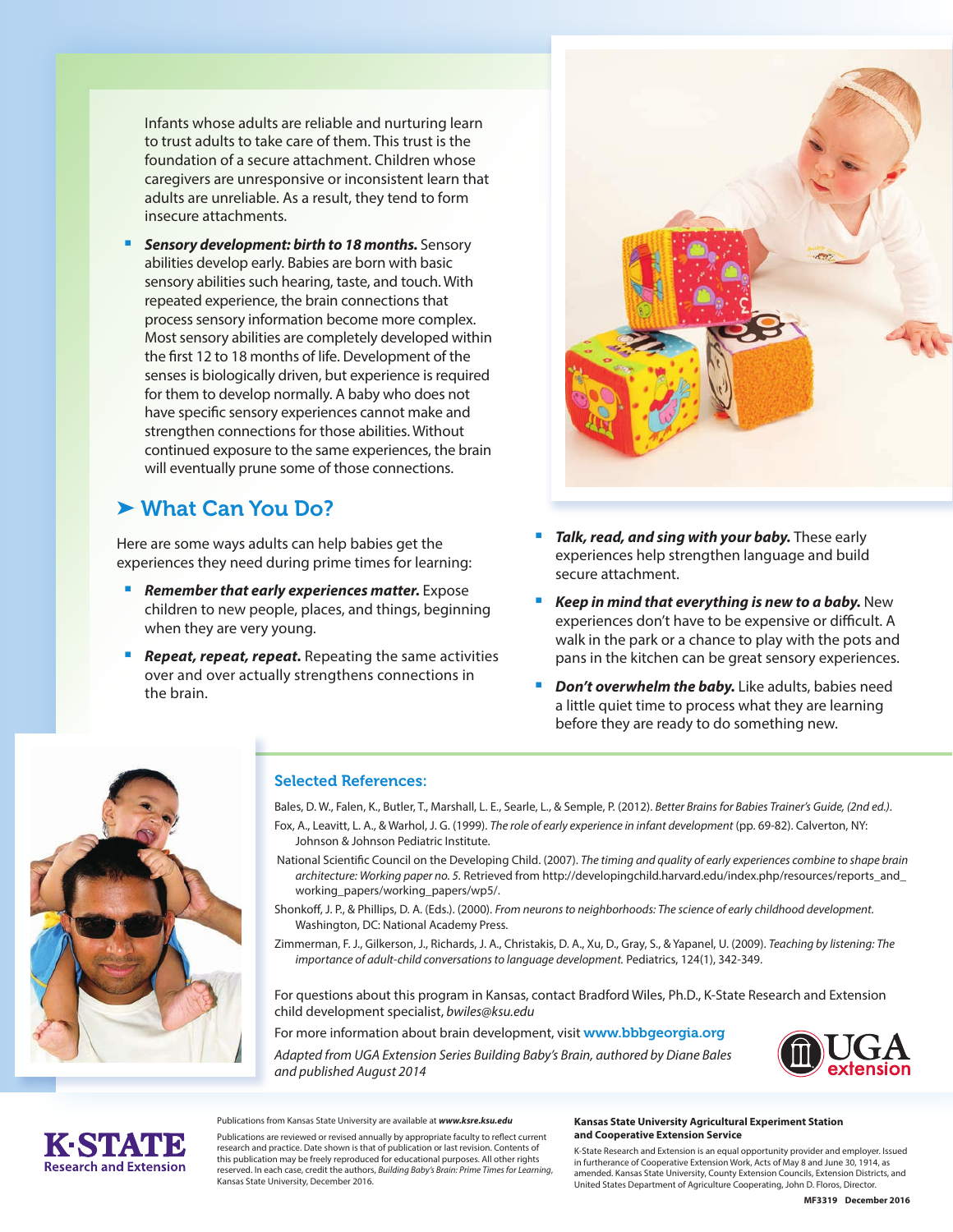Infants whose adults are reliable and nurturing learn to trust adults to take care of them. This trust is the foundation of a secure attachment. Children whose caregivers are unresponsive or inconsistent learn that adults are unreliable. As a result, they tend to form insecure attachments.

- ***Sensory development: birth to 18 months.*** Sensory abilities develop early. Babies are born with basic sensory abilities such hearing, taste, and touch. With repeated experience, the brain connections that process sensory information become more complex. Most sensory abilities are completely developed within the first 12 to 18 months of life. Development of the senses is biologically driven, but experience is required for them to develop normally. A baby who does not have specific sensory experiences cannot make and strengthen connections for those abilities. Without continued exposure to the same experiences, the brain will eventually prune some of those connections.

## ➤ What Can You Do?

Here are some ways adults can help babies get the experiences they need during prime times for learning:

- ***Remember that early experiences matter.*** Expose children to new people, places, and things, beginning when they are very young.
- ***Repeat, repeat, repeat.*** Repeating the same activities over and over actually strengthens connections in the brain.
- ***Talk, read, and sing with your baby.*** These early experiences help strengthen language and build secure attachment.
- ***Keep in mind that everything is new to a baby.*** New experiences don't have to be expensive or difficult. A walk in the park or a chance to play with the pots and pans in the kitchen can be great sensory experiences.
- ***Don't overwhelm the baby.*** Like adults, babies need a little quiet time to process what they are learning before they are ready to do something new.

### Selected References:

Bales, D. W., Falen, K., Butler, T., Marshall, L. E., Searle, L., & Semple, P. (2012). *Better Brains for Babies Trainer's Guide, (2nd ed.)*.

Fox, A., Leavitt, L. A., & Warhol, J. G. (1999). *The role of early experience in infant development* (pp. 69-82). Calverton, NY: Johnson & Johnson Pediatric Institute.

National Scientific Council on the Developing Child. (2007). *The timing and quality of early experiences combine to shape brain architecture: Working paper no. 5.* Retrieved from http://developingchild.harvard.edu/index.php/resources/reports_and_working_papers/working_papers/wp5/.

Shonkoff, J. P., & Phillips, D. A. (Eds.). (2000). *From neurons to neighborhoods: The science of early childhood development.* Washington, DC: National Academy Press.

Zimmerman, F. J., Gilkerson, J., Richards, J. A., Christakis, D. A., Xu, D., Gray, S., & Yapanel, U. (2009). *Teaching by listening: The importance of adult-child conversations to language development.* Pediatrics, 124(1), 342-349.

For questions about this program in Kansas, contact Bradford Wiles, Ph.D., K-State Research and Extension child development specialist, *bwiles@ksu.edu*

For more information about brain development, visit **www.bbbgeorgia.org**

*Adapted from UGA Extension Series Building Baby's Brain, authored by Diane Bales and published August 2014*

UGA extension

K·STATE Research and Extension

Publications from Kansas State University are available at ***www.ksre.ksu.edu***

Publications are reviewed or revised annually by appropriate faculty to reflect current research and practice. Date shown is that of publication or last revision. Contents of this publication may be freely reproduced for educational purposes. All other rights reserved. In each case, credit the authors, *Building Baby's Brain: Prime Times for Learning*, Kansas State University, December 2016.

**Kansas State University Agricultural Experiment Station and Cooperative Extension Service**

K-State Research and Extension is an equal opportunity provider and employer. Issued in furtherance of Cooperative Extension Work, Acts of May 8 and June 30, 1914, as amended. Kansas State University, County Extension Councils, Extension Districts, and United States Department of Agriculture Cooperating, John D. Floros, Director.

**MF3319 December 2016**